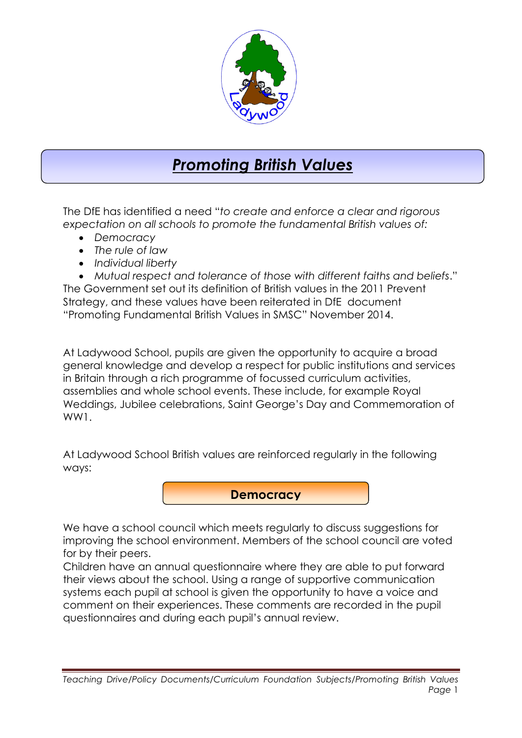# ***Promoting British Values***

The DfE has identified a need "*to create and enforce a clear and rigorous expectation on all schools to promote the fundamental British values of:*

- *Democracy*
- *The rule of law*
- *Individual liberty*
- *Mutual respect and tolerance of those with different faiths and beliefs*."

The Government set out its definition of British values in the 2011 Prevent Strategy, and these values have been reiterated in DfE document "Promoting Fundamental British Values in SMSC" November 2014.

At Ladywood School, pupils are given the opportunity to acquire a broad general knowledge and develop a respect for public institutions and services in Britain through a rich programme of focussed curriculum activities, assemblies and whole school events. These include, for example Royal Weddings, Jubilee celebrations, Saint George's Day and Commemoration of WW1.

At Ladywood School British values are reinforced regularly in the following ways:

## **Democracy**

We have a school council which meets regularly to discuss suggestions for improving the school environment. Members of the school council are voted for by their peers.

Children have an annual questionnaire where they are able to put forward their views about the school. Using a range of supportive communication systems each pupil at school is given the opportunity to have a voice and comment on their experiences. These comments are recorded in the pupil questionnaires and during each pupil's annual review.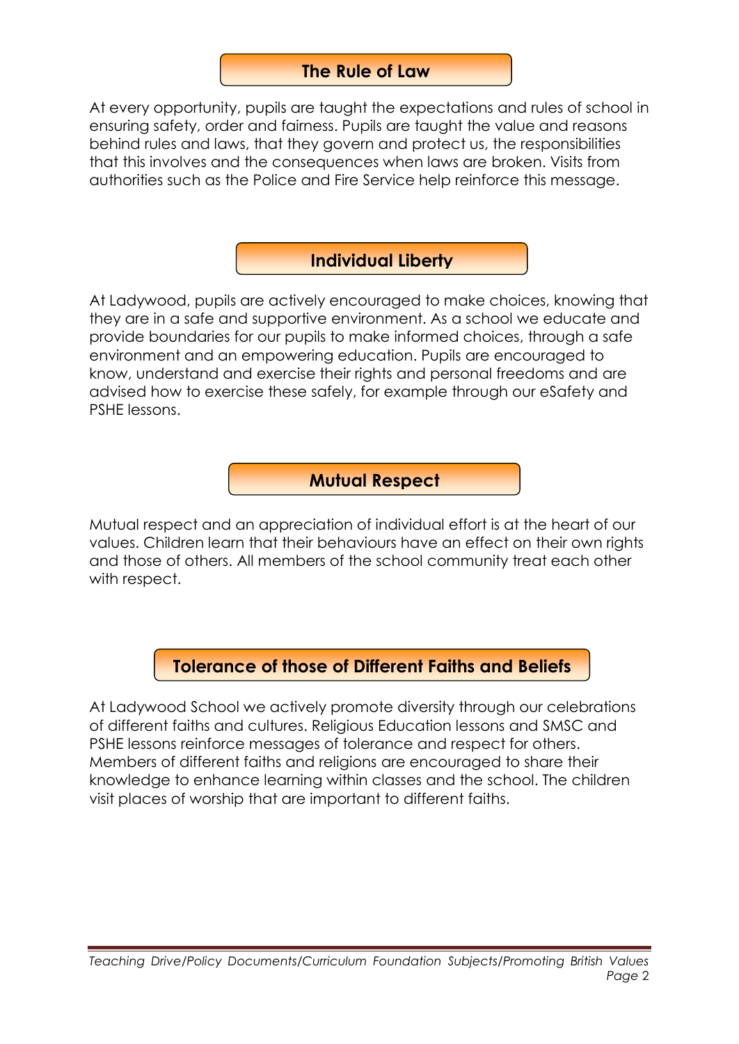## The Rule of Law

At every opportunity, pupils are taught the expectations and rules of school in ensuring safety, order and fairness. Pupils are taught the value and reasons behind rules and laws, that they govern and protect us, the responsibilities that this involves and the consequences when laws are broken. Visits from authorities such as the Police and Fire Service help reinforce this message.

## Individual Liberty

At Ladywood, pupils are actively encouraged to make choices, knowing that they are in a safe and supportive environment. As a school we educate and provide boundaries for our pupils to make informed choices, through a safe environment and an empowering education. Pupils are encouraged to know, understand and exercise their rights and personal freedoms and are advised how to exercise these safely, for example through our eSafety and PSHE lessons.

## Mutual Respect

Mutual respect and an appreciation of individual effort is at the heart of our values. Children learn that their behaviours have an effect on their own rights and those of others. All members of the school community treat each other with respect.

## Tolerance of those of Different Faiths and Beliefs

At Ladywood School we actively promote diversity through our celebrations of different faiths and cultures. Religious Education lessons and SMSC and PSHE lessons reinforce messages of tolerance and respect for others. Members of different faiths and religions are encouraged to share their knowledge to enhance learning within classes and the school. The children visit places of worship that are important to different faiths.